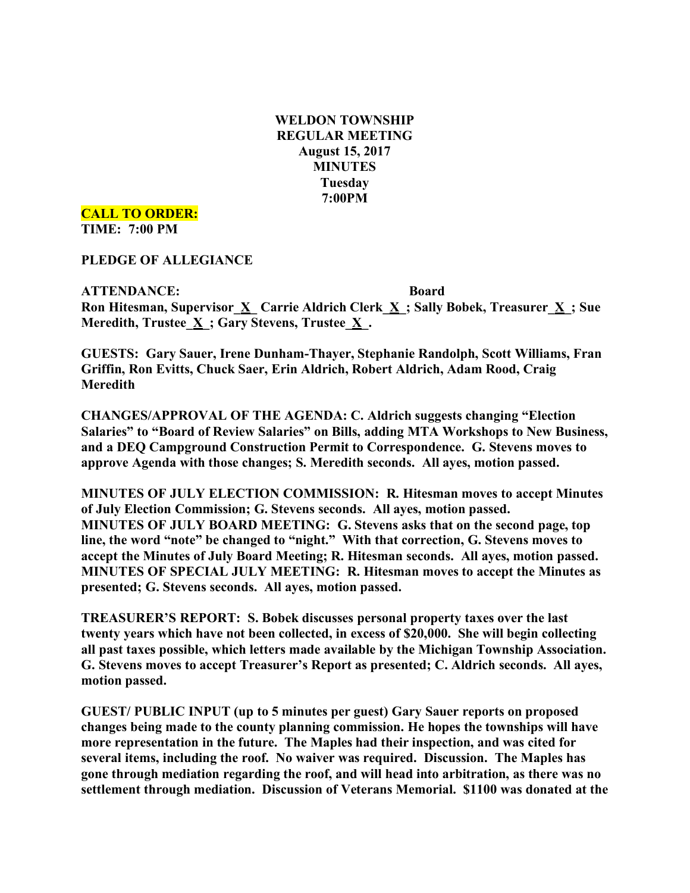**WELDON TOWNSHIP**
**REGULAR MEETING**
**August 15, 2017**
**MINUTES**
**Tuesday**
**7:00PM**

**CALL TO ORDER:**
**TIME: 7:00 PM**

**PLEDGE OF ALLEGIANCE**

**ATTENDANCE: Board**
**Ron Hitesman, Supervisor_X_ Carrie Aldrich Clerk_X_; Sally Bobek, Treasurer_X_; Sue Meredith, Trustee_X_; Gary Stevens, Trustee_X_.**

**GUESTS: Gary Sauer, Irene Dunham-Thayer, Stephanie Randolph, Scott Williams, Fran Griffin, Ron Evitts, Chuck Saer, Erin Aldrich, Robert Aldrich, Adam Rood, Craig Meredith**

**CHANGES/APPROVAL OF THE AGENDA: C. Aldrich suggests changing "Election Salaries" to "Board of Review Salaries" on Bills, adding MTA Workshops to New Business, and a DEQ Campground Construction Permit to Correspondence. G. Stevens moves to approve Agenda with those changes; S. Meredith seconds. All ayes, motion passed.**

**MINUTES OF JULY ELECTION COMMISSION: R. Hitesman moves to accept Minutes of July Election Commission; G. Stevens seconds. All ayes, motion passed.**
**MINUTES OF JULY BOARD MEETING: G. Stevens asks that on the second page, top line, the word "note" be changed to "night." With that correction, G. Stevens moves to accept the Minutes of July Board Meeting; R. Hitesman seconds. All ayes, motion passed.**
**MINUTES OF SPECIAL JULY MEETING: R. Hitesman moves to accept the Minutes as presented; G. Stevens seconds. All ayes, motion passed.**

**TREASURER'S REPORT: S. Bobek discusses personal property taxes over the last twenty years which have not been collected, in excess of $20,000. She will begin collecting all past taxes possible, which letters made available by the Michigan Township Association. G. Stevens moves to accept Treasurer's Report as presented; C. Aldrich seconds. All ayes, motion passed.**

**GUEST/ PUBLIC INPUT (up to 5 minutes per guest) Gary Sauer reports on proposed changes being made to the county planning commission. He hopes the townships will have more representation in the future. The Maples had their inspection, and was cited for several items, including the roof. No waiver was required. Discussion. The Maples has gone through mediation regarding the roof, and will head into arbitration, as there was no settlement through mediation. Discussion of Veterans Memorial. $1100 was donated at the**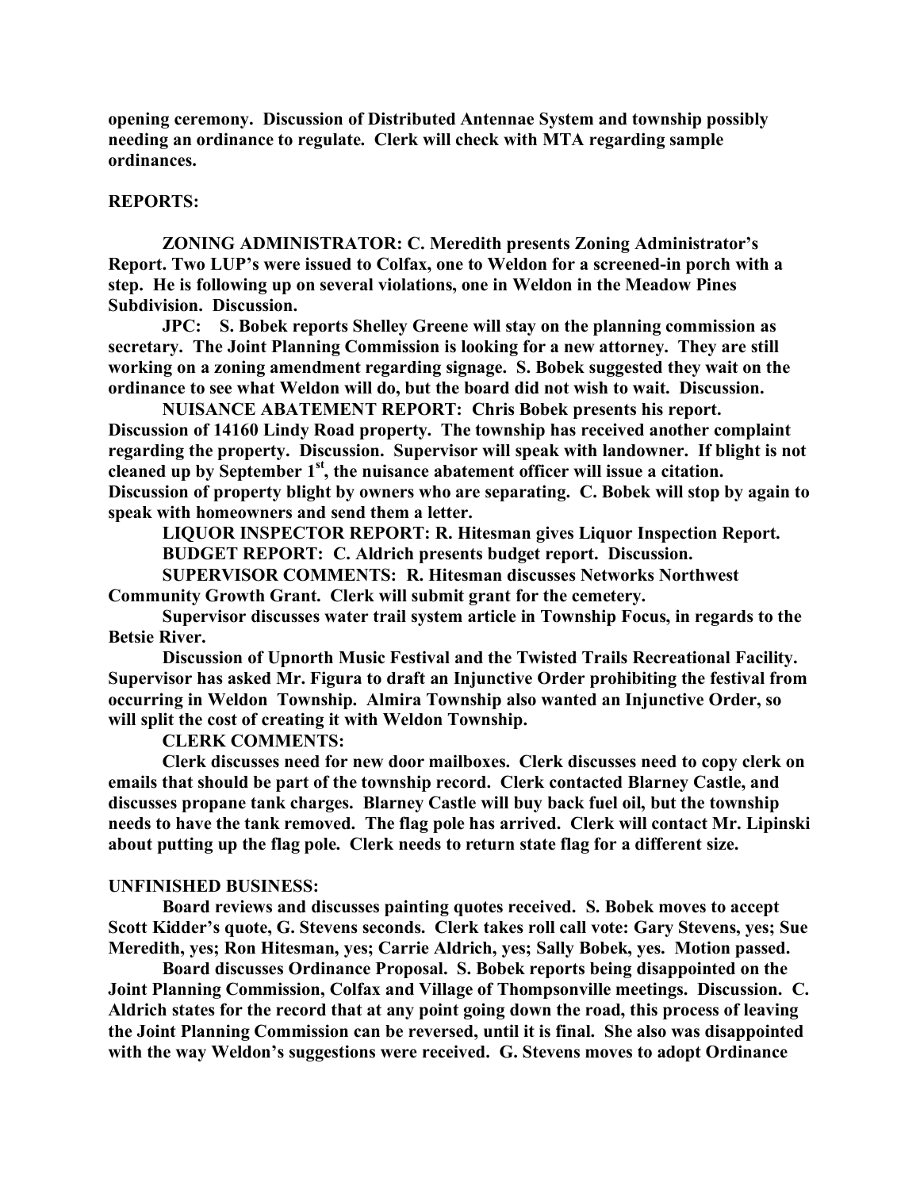**opening ceremony. Discussion of Distributed Antennae System and township possibly needing an ordinance to regulate. Clerk will check with MTA regarding sample ordinances.**

**REPORTS:**

**ZONING ADMINISTRATOR: C. Meredith presents Zoning Administrator's Report. Two LUP's were issued to Colfax, one to Weldon for a screened-in porch with a step. He is following up on several violations, one in Weldon in the Meadow Pines Subdivision. Discussion.**

**JPC: S. Bobek reports Shelley Greene will stay on the planning commission as secretary. The Joint Planning Commission is looking for a new attorney. They are still working on a zoning amendment regarding signage. S. Bobek suggested they wait on the ordinance to see what Weldon will do, but the board did not wish to wait. Discussion.**

**NUISANCE ABATEMENT REPORT: Chris Bobek presents his report. Discussion of 14160 Lindy Road property. The township has received another complaint regarding the property. Discussion. Supervisor will speak with landowner. If blight is not cleaned up by September 1st, the nuisance abatement officer will issue a citation. Discussion of property blight by owners who are separating. C. Bobek will stop by again to speak with homeowners and send them a letter.**

**LIQUOR INSPECTOR REPORT: R. Hitesman gives Liquor Inspection Report.**

**BUDGET REPORT: C. Aldrich presents budget report. Discussion.**

**SUPERVISOR COMMENTS: R. Hitesman discusses Networks Northwest Community Growth Grant. Clerk will submit grant for the cemetery.**

**Supervisor discusses water trail system article in Township Focus, in regards to the Betsie River.**

**Discussion of Upnorth Music Festival and the Twisted Trails Recreational Facility. Supervisor has asked Mr. Figura to draft an Injunctive Order prohibiting the festival from occurring in Weldon Township. Almira Township also wanted an Injunctive Order, so will split the cost of creating it with Weldon Township.**

**CLERK COMMENTS:**

**Clerk discusses need for new door mailboxes. Clerk discusses need to copy clerk on emails that should be part of the township record. Clerk contacted Blarney Castle, and discusses propane tank charges. Blarney Castle will buy back fuel oil, but the township needs to have the tank removed. The flag pole has arrived. Clerk will contact Mr. Lipinski about putting up the flag pole. Clerk needs to return state flag for a different size.**

**UNFINISHED BUSINESS:**

**Board reviews and discusses painting quotes received. S. Bobek moves to accept Scott Kidder's quote, G. Stevens seconds. Clerk takes roll call vote: Gary Stevens, yes; Sue Meredith, yes; Ron Hitesman, yes; Carrie Aldrich, yes; Sally Bobek, yes. Motion passed.**

**Board discusses Ordinance Proposal. S. Bobek reports being disappointed on the Joint Planning Commission, Colfax and Village of Thompsonville meetings. Discussion. C. Aldrich states for the record that at any point going down the road, this process of leaving the Joint Planning Commission can be reversed, until it is final. She also was disappointed with the way Weldon's suggestions were received. G. Stevens moves to adopt Ordinance**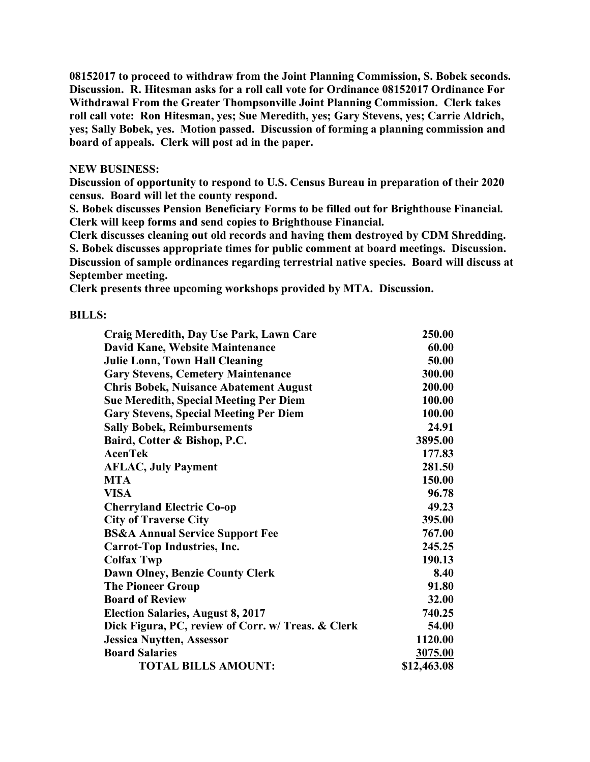**08152017 to proceed to withdraw from the Joint Planning Commission, S. Bobek seconds. Discussion. R. Hitesman asks for a roll call vote for Ordinance 08152017 Ordinance For Withdrawal From the Greater Thompsonville Joint Planning Commission. Clerk takes roll call vote: Ron Hitesman, yes; Sue Meredith, yes; Gary Stevens, yes; Carrie Aldrich, yes; Sally Bobek, yes. Motion passed. Discussion of forming a planning commission and board of appeals. Clerk will post ad in the paper.**

**NEW BUSINESS:**

**Discussion of opportunity to respond to U.S. Census Bureau in preparation of their 2020 census. Board will let the county respond.**

**S. Bobek discusses Pension Beneficiary Forms to be filled out for Brighthouse Financial. Clerk will keep forms and send copies to Brighthouse Financial.**

**Clerk discusses cleaning out old records and having them destroyed by CDM Shredding.**

**S. Bobek discusses appropriate times for public comment at board meetings. Discussion.**

**Discussion of sample ordinances regarding terrestrial native species. Board will discuss at September meeting.**

**Clerk presents three upcoming workshops provided by MTA. Discussion.**

**BILLS:**

| | |
|---|---|
| **Craig Meredith, Day Use Park, Lawn Care** | **250.00** |
| **David Kane, Website Maintenance** | **60.00** |
| **Julie Lonn, Town Hall Cleaning** | **50.00** |
| **Gary Stevens, Cemetery Maintenance** | **300.00** |
| **Chris Bobek, Nuisance Abatement August** | **200.00** |
| **Sue Meredith, Special Meeting Per Diem** | **100.00** |
| **Gary Stevens, Special Meeting Per Diem** | **100.00** |
| **Sally Bobek, Reimbursements** | **24.91** |
| **Baird, Cotter & Bishop, P.C.** | **3895.00** |
| **AcenTek** | **177.83** |
| **AFLAC, July Payment** | **281.50** |
| **MTA** | **150.00** |
| **VISA** | **96.78** |
| **Cherryland Electric Co-op** | **49.23** |
| **City of Traverse City** | **395.00** |
| **BS&A Annual Service Support Fee** | **767.00** |
| **Carrot-Top Industries, Inc.** | **245.25** |
| **Colfax Twp** | **190.13** |
| **Dawn Olney, Benzie County Clerk** | **8.40** |
| **The Pioneer Group** | **91.80** |
| **Board of Review** | **32.00** |
| **Election Salaries, August 8, 2017** | **740.25** |
| **Dick Figura, PC, review of Corr. w/ Treas. & Clerk** | **54.00** |
| **Jessica Nuytten, Assessor** | **1120.00** |
| **Board Salaries** | **3075.00** |
| **TOTAL BILLS AMOUNT:** | **\$12,463.08** |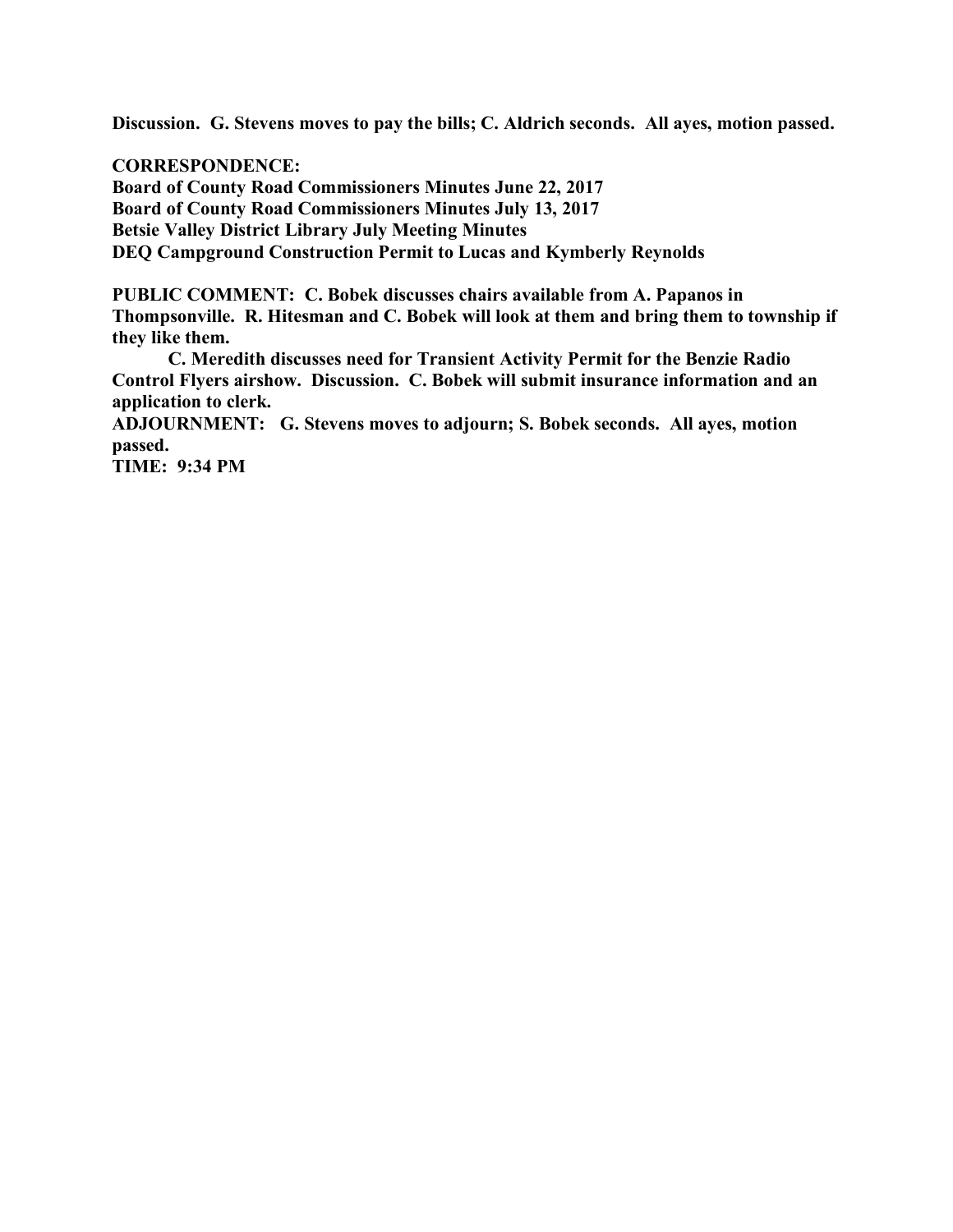**Discussion. G. Stevens moves to pay the bills; C. Aldrich seconds. All ayes, motion passed.**

**CORRESPONDENCE:**
**Board of County Road Commissioners Minutes June 22, 2017**
**Board of County Road Commissioners Minutes July 13, 2017**
**Betsie Valley District Library July Meeting Minutes**
**DEQ Campground Construction Permit to Lucas and Kymberly Reynolds**

**PUBLIC COMMENT: C. Bobek discusses chairs available from A. Papanos in Thompsonville. R. Hitesman and C. Bobek will look at them and bring them to township if they like them.**

**C. Meredith discusses need for Transient Activity Permit for the Benzie Radio Control Flyers airshow. Discussion. C. Bobek will submit insurance information and an application to clerk.**

**ADJOURNMENT: G. Stevens moves to adjourn; S. Bobek seconds. All ayes, motion passed.**

**TIME: 9:34 PM**